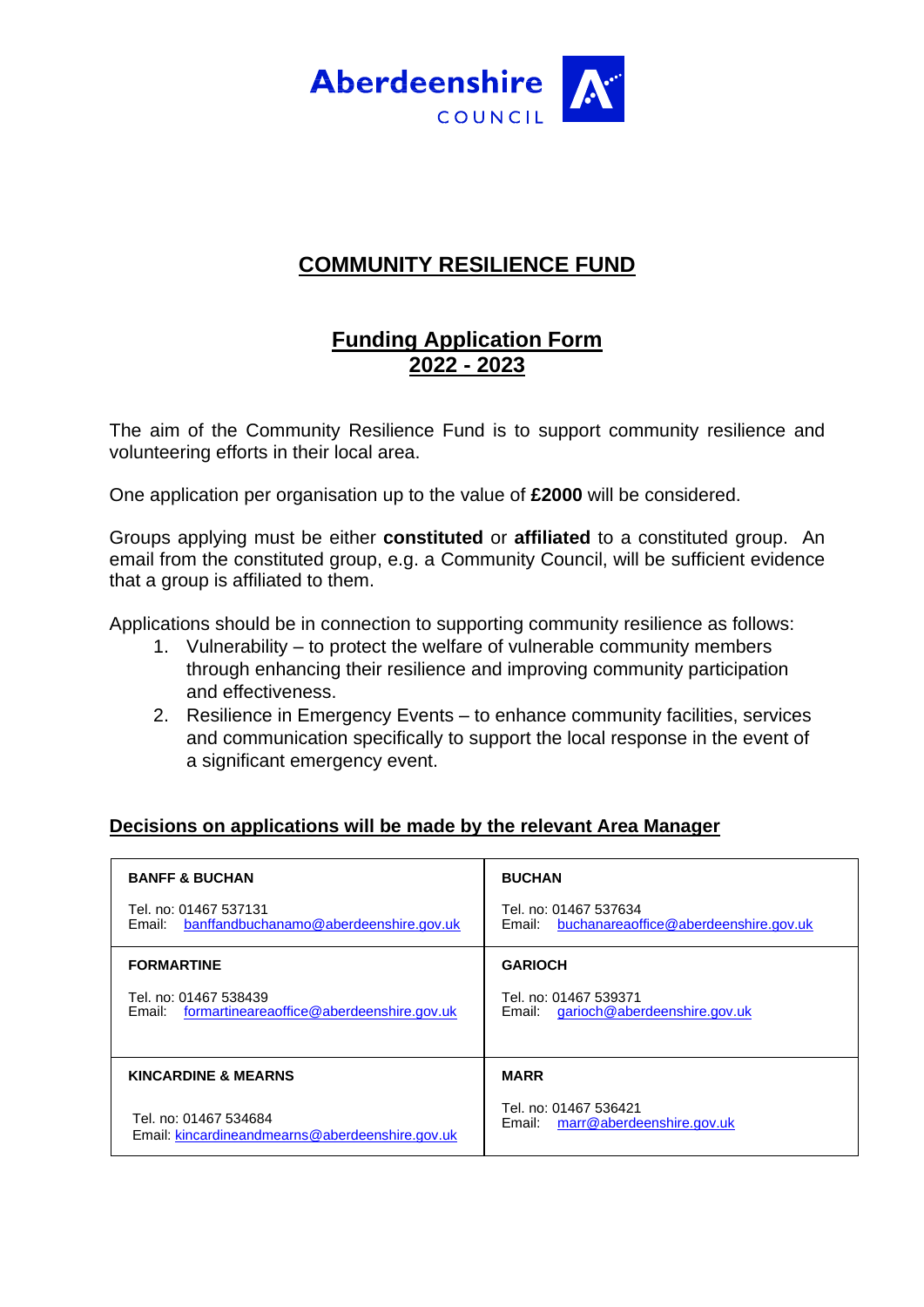Aberdeenshire COUNCIL

# COMMUNITY RESILIENCE FUND

## Funding Application Form 2022 - 2023

The aim of the Community Resilience Fund is to support community resilience and volunteering efforts in their local area.

One application per organisation up to the value of **£2000** will be considered.

Groups applying must be either **constituted** or **affiliated** to a constituted group. An email from the constituted group, e.g. a Community Council, will be sufficient evidence that a group is affiliated to them.

Applications should be in connection to supporting community resilience as follows:

1. Vulnerability – to protect the welfare of vulnerable community members through enhancing their resilience and improving community participation and effectiveness.
2. Resilience in Emergency Events – to enhance community facilities, services and communication specifically to support the local response in the event of a significant emergency event.

### Decisions on applications will be made by the relevant Area Manager

| BANFF & BUCHAN | BUCHAN |
|---|---|
| Tel. no: 01467 537131<br>Email: banffandbuchanamo@aberdeenshire.gov.uk | Tel. no: 01467 537634<br>Email: buchanareaoffice@aberdeenshire.gov.uk |
| **FORMARTINE** | **GARIOCH** |
| Tel. no: 01467 538439<br>Email: formartineareaoffice@aberdeenshire.gov.uk | Tel. no: 01467 539371<br>Email: garioch@aberdeenshire.gov.uk |
| **KINCARDINE & MEARNS** | **MARR** |
| Tel. no: 01467 534684<br>Email: kincardineandmearns@aberdeenshire.gov.uk | Tel. no: 01467 536421<br>Email: marr@aberdeenshire.gov.uk |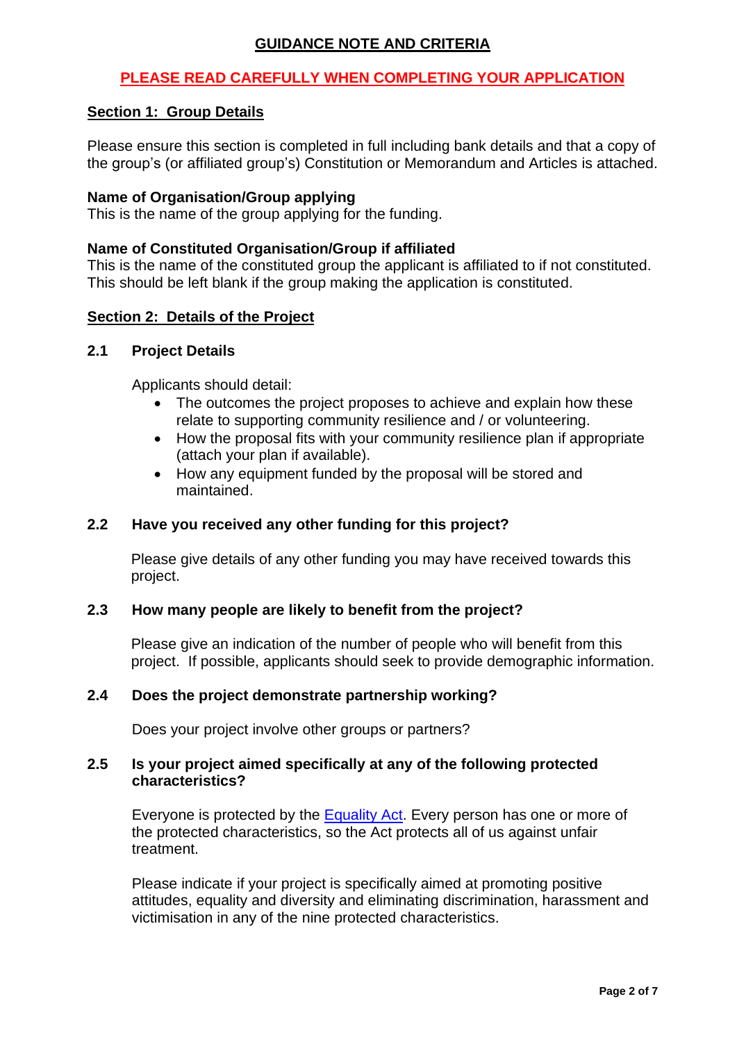## GUIDANCE NOTE AND CRITERIA

**PLEASE READ CAREFULLY WHEN COMPLETING YOUR APPLICATION**

### Section 1: Group Details

Please ensure this section is completed in full including bank details and that a copy of the group's (or affiliated group's) Constitution or Memorandum and Articles is attached.

**Name of Organisation/Group applying**
This is the name of the group applying for the funding.

**Name of Constituted Organisation/Group if affiliated**
This is the name of the constituted group the applicant is affiliated to if not constituted. This should be left blank if the group making the application is constituted.

### Section 2: Details of the Project

#### 2.1 Project Details

Applicants should detail:

- The outcomes the project proposes to achieve and explain how these relate to supporting community resilience and / or volunteering.
- How the proposal fits with your community resilience plan if appropriate (attach your plan if available).
- How any equipment funded by the proposal will be stored and maintained.

#### 2.2 Have you received any other funding for this project?

Please give details of any other funding you may have received towards this project.

#### 2.3 How many people are likely to benefit from the project?

Please give an indication of the number of people who will benefit from this project. If possible, applicants should seek to provide demographic information.

#### 2.4 Does the project demonstrate partnership working?

Does your project involve other groups or partners?

#### 2.5 Is your project aimed specifically at any of the following protected characteristics?

Everyone is protected by the Equality Act. Every person has one or more of the protected characteristics, so the Act protects all of us against unfair treatment.

Please indicate if your project is specifically aimed at promoting positive attitudes, equality and diversity and eliminating discrimination, harassment and victimisation in any of the nine protected characteristics.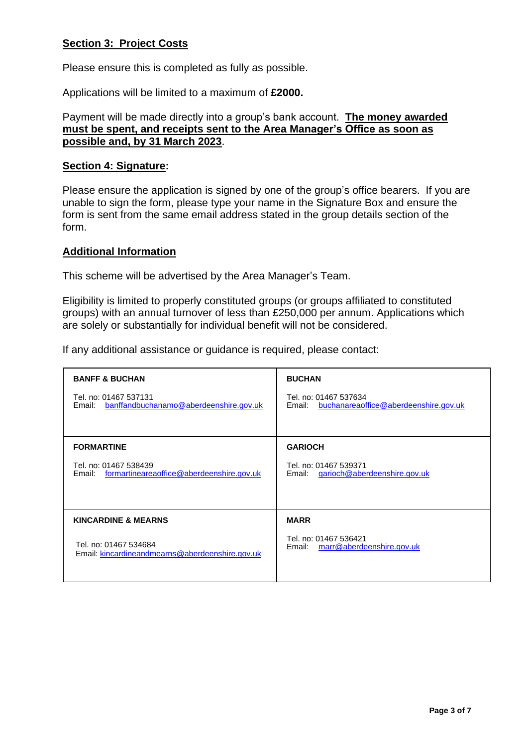## Section 3: Project Costs

Please ensure this is completed as fully as possible.

Applications will be limited to a maximum of **£2000.**

Payment will be made directly into a group's bank account. **The money awarded must be spent, and receipts sent to the Area Manager's Office as soon as possible and, by 31 March 2023**.

## Section 4: Signature:

Please ensure the application is signed by one of the group's office bearers. If you are unable to sign the form, please type your name in the Signature Box and ensure the form is sent from the same email address stated in the group details section of the form.

## Additional Information

This scheme will be advertised by the Area Manager's Team.

Eligibility is limited to properly constituted groups (or groups affiliated to constituted groups) with an annual turnover of less than £250,000 per annum. Applications which are solely or substantially for individual benefit will not be considered.

If any additional assistance or guidance is required, please contact:

| | |
|---|---|
| **BANFF & BUCHAN**<br><br>Tel. no: 01467 537131<br>Email: banffandbuchanamo@aberdeenshire.gov.uk | **BUCHAN**<br><br>Tel. no: 01467 537634<br>Email: buchanareaoffice@aberdeenshire.gov.uk |
| **FORMARTINE**<br><br>Tel. no: 01467 538439<br>Email: formartineareaoffice@aberdeenshire.gov.uk | **GARIOCH**<br><br>Tel. no: 01467 539371<br>Email: garioch@aberdeenshire.gov.uk |
| **KINCARDINE & MEARNS**<br><br>Tel. no: 01467 534684<br>Email: kincardineandmearns@aberdeenshire.gov.uk | **MARR**<br><br>Tel. no: 01467 536421<br>Email: marr@aberdeenshire.gov.uk |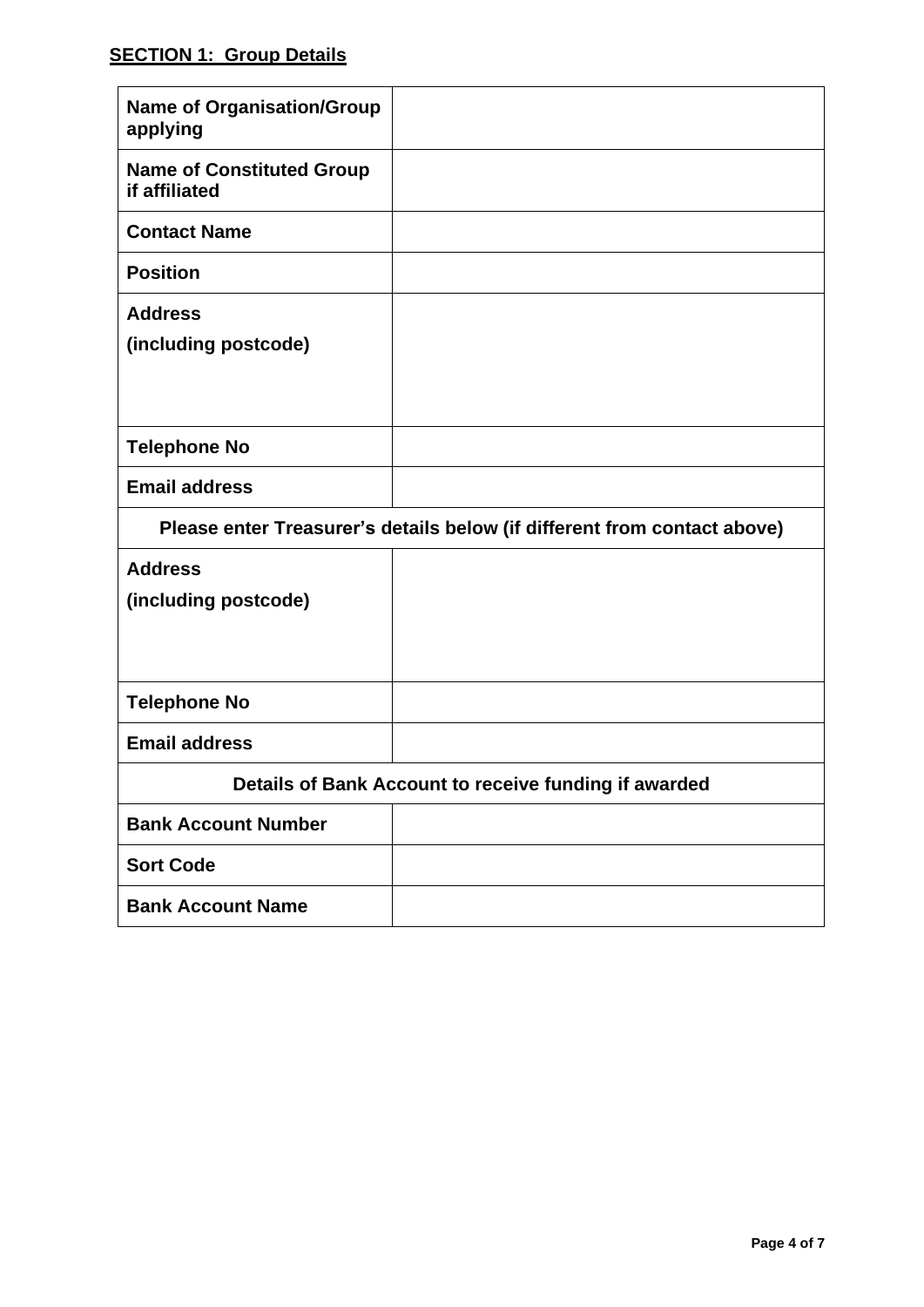**SECTION 1: Group Details**

| | |
|---|---|
| **Name of Organisation/Group applying** | |
| **Name of Constituted Group if affiliated** | |
| **Contact Name** | |
| **Position** | |
| **Address (including postcode)** | |
| **Telephone No** | |
| **Email address** | |
| **Please enter Treasurer's details below (if different from contact above)** | |
| **Address (including postcode)** | |
| **Telephone No** | |
| **Email address** | |
| **Details of Bank Account to receive funding if awarded** | |
| **Bank Account Number** | |
| **Sort Code** | |
| **Bank Account Name** | |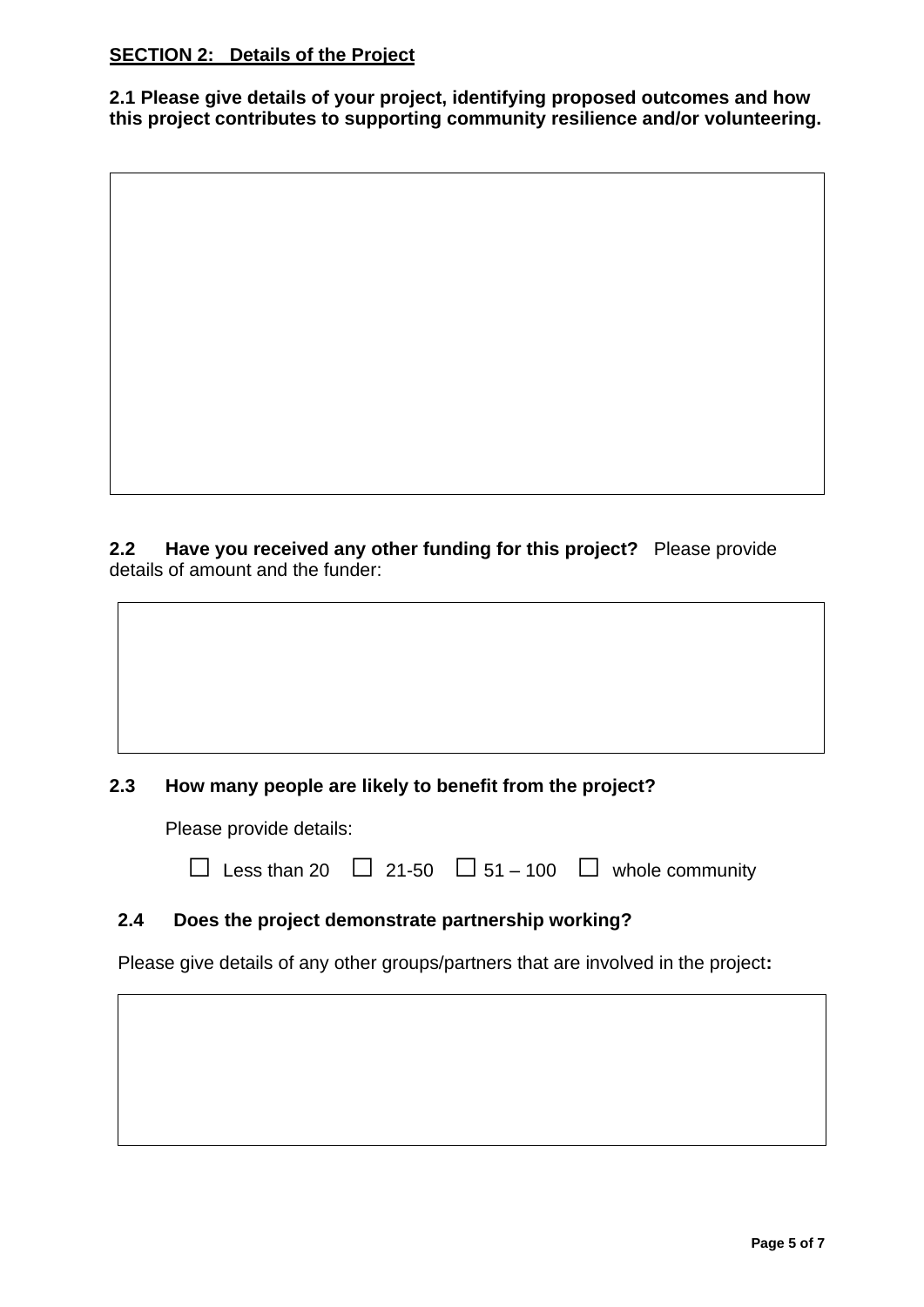**SECTION 2:   Details of the Project**

**2.1 Please give details of your project, identifying proposed outcomes and how this project contributes to supporting community resilience and/or volunteering.**

**2.2 Have you received any other funding for this project?** Please provide details of amount and the funder:

**2.3 How many people are likely to benefit from the project?**

Please provide details:

☐ Less than 20 ☐ 21-50 ☐ 51 – 100 ☐ whole community

**2.4 Does the project demonstrate partnership working?**

Please give details of any other groups/partners that are involved in the project**:**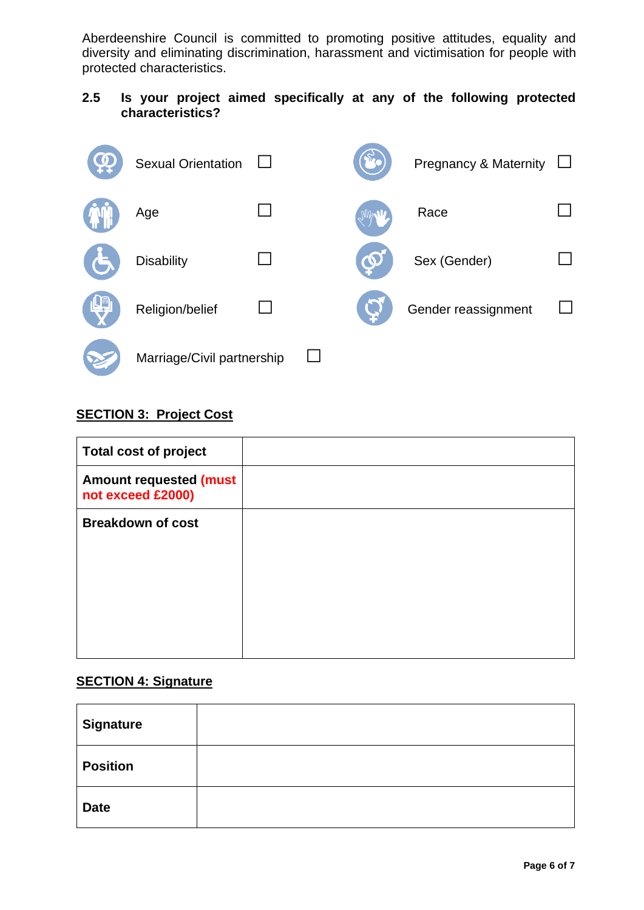Aberdeenshire Council is committed to promoting positive attitudes, equality and diversity and eliminating discrimination, harassment and victimisation for people with protected characteristics.

**2.5 Is your project aimed specifically at any of the following protected characteristics?**

- Sexual Orientation ☐
- Pregnancy & Maternity ☐
- Age ☐
- Race ☐
- Disability ☐
- Sex (Gender) ☐
- Religion/belief ☐
- Gender reassignment ☐
- Marriage/Civil partnership ☐

## SECTION 3: Project Cost

| **Total cost of project** | |
|---|---|
| **Amount requested (must not exceed £2000)** | |
| **Breakdown of cost** | |

## SECTION 4: Signature

| **Signature** | |
|---|---|
| **Position** | |
| **Date** | |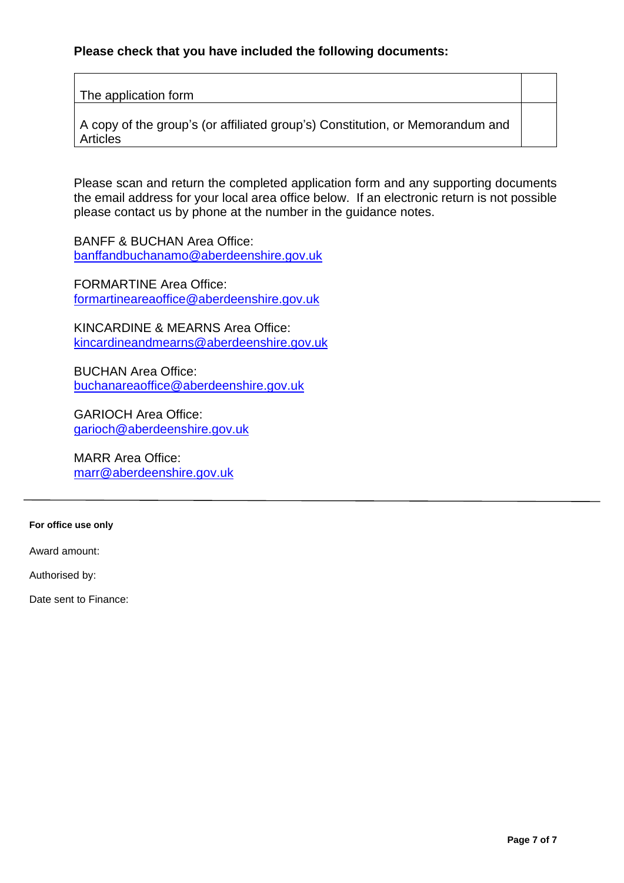**Please check that you have included the following documents:**

| | |
|---|---|
| The application form | |
| A copy of the group's (or affiliated group's) Constitution, or Memorandum and Articles | |

Please scan and return the completed application form and any supporting documents the email address for your local area office below. If an electronic return is not possible please contact us by phone at the number in the guidance notes.

BANFF & BUCHAN Area Office:
banffandbuchanamo@aberdeenshire.gov.uk

FORMARTINE Area Office:
formartineareaoffice@aberdeenshire.gov.uk

KINCARDINE & MEARNS Area Office:
kincardineandmearns@aberdeenshire.gov.uk

BUCHAN Area Office:
buchanareaoffice@aberdeenshire.gov.uk

GARIOCH Area Office:
garioch@aberdeenshire.gov.uk

MARR Area Office:
marr@aberdeenshire.gov.uk

---

**For office use only**

Award amount:

Authorised by:

Date sent to Finance: